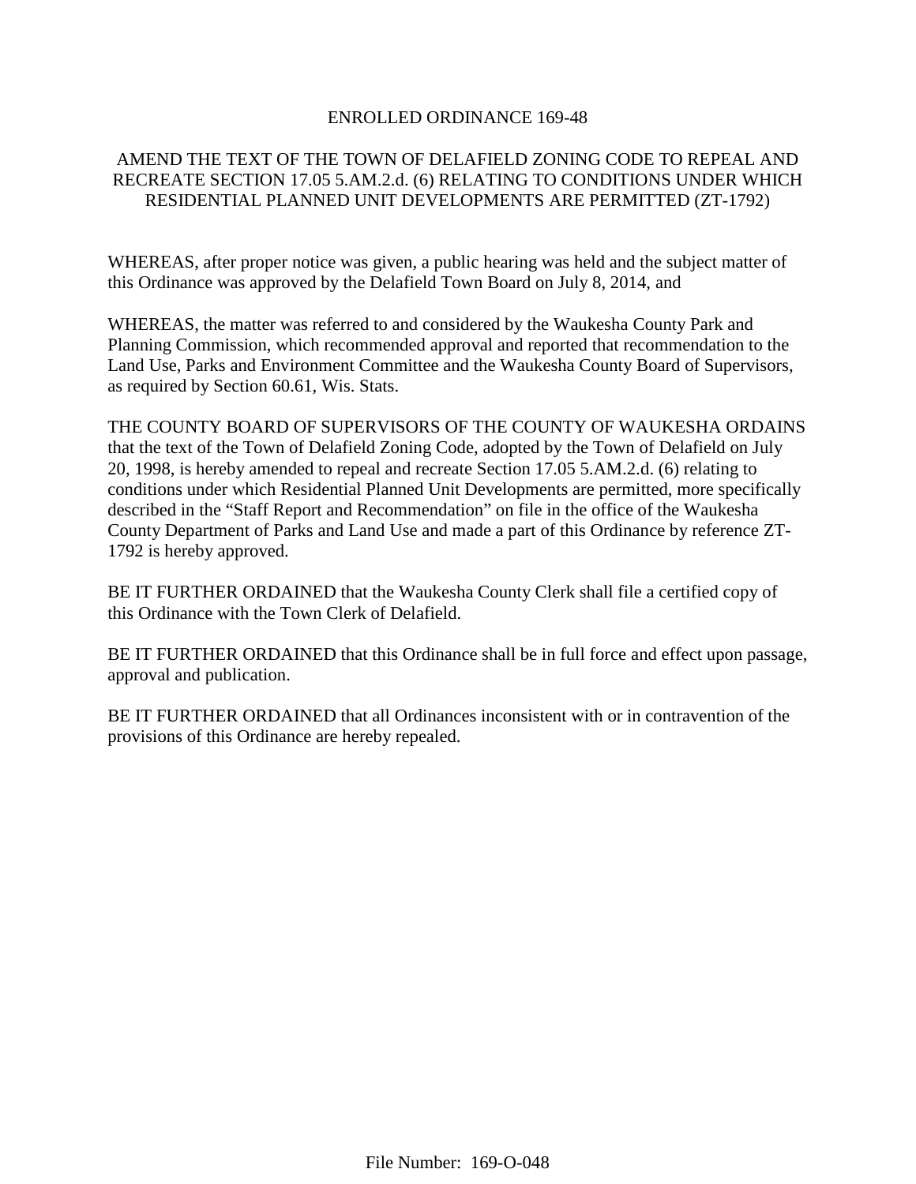# ENROLLED ORDINANCE 169-48

## AMEND THE TEXT OF THE TOWN OF DELAFIELD ZONING CODE TO REPEAL AND RECREATE SECTION 17.05 5.AM.2.d. (6) RELATING TO CONDITIONS UNDER WHICH RESIDENTIAL PLANNED UNIT DEVELOPMENTS ARE PERMITTED (ZT-1792)

WHEREAS, after proper notice was given, a public hearing was held and the subject matter of this Ordinance was approved by the Delafield Town Board on July 8, 2014, and

WHEREAS, the matter was referred to and considered by the Waukesha County Park and Planning Commission, which recommended approval and reported that recommendation to the Land Use, Parks and Environment Committee and the Waukesha County Board of Supervisors, as required by Section 60.61, Wis. Stats.

THE COUNTY BOARD OF SUPERVISORS OF THE COUNTY OF WAUKESHA ORDAINS that the text of the Town of Delafield Zoning Code, adopted by the Town of Delafield on July 20, 1998, is hereby amended to repeal and recreate Section 17.05 5.AM.2.d. (6) relating to conditions under which Residential Planned Unit Developments are permitted, more specifically described in the "Staff Report and Recommendation" on file in the office of the Waukesha County Department of Parks and Land Use and made a part of this Ordinance by reference ZT-1792 is hereby approved.

BE IT FURTHER ORDAINED that the Waukesha County Clerk shall file a certified copy of this Ordinance with the Town Clerk of Delafield.

BE IT FURTHER ORDAINED that this Ordinance shall be in full force and effect upon passage, approval and publication.

BE IT FURTHER ORDAINED that all Ordinances inconsistent with or in contravention of the provisions of this Ordinance are hereby repealed.

File Number: 169-O-048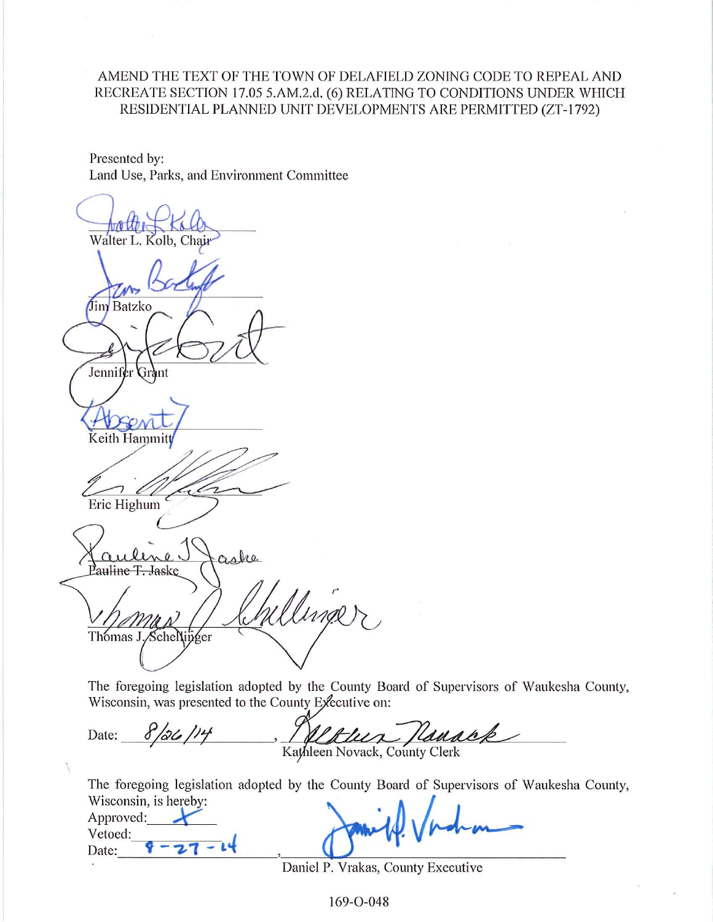AMEND THE TEXT OF THE TOWN OF DELAFIELD ZONING CODE TO REPEAL AND RECREATE SECTION 17.05 5.AM.2.d. (6) RELATING TO CONDITIONS UNDER WHICH RESIDENTIAL PLANNED UNIT DEVELOPMENTS ARE PERMITTED (ZT-1792)

Presented by:
Land Use, Parks, and Environment Committee

Walter L. Kolb, Chair

Jim Batzko

Jennifer Grant

(Absent)
Keith Hammitt

Eric Highum

Pauline T. Jaske

Thomas J. Schellinger

The foregoing legislation adopted by the County Board of Supervisors of Waukesha County, Wisconsin, was presented to the County Executive on:

Date: 8/26/14, Kathleen Novack, County Clerk

The foregoing legislation adopted by the County Board of Supervisors of Waukesha County, Wisconsin, is hereby:
Approved: X
Vetoed:
Date: 8-27-14, Daniel P. Vrakas, County Executive

169-O-048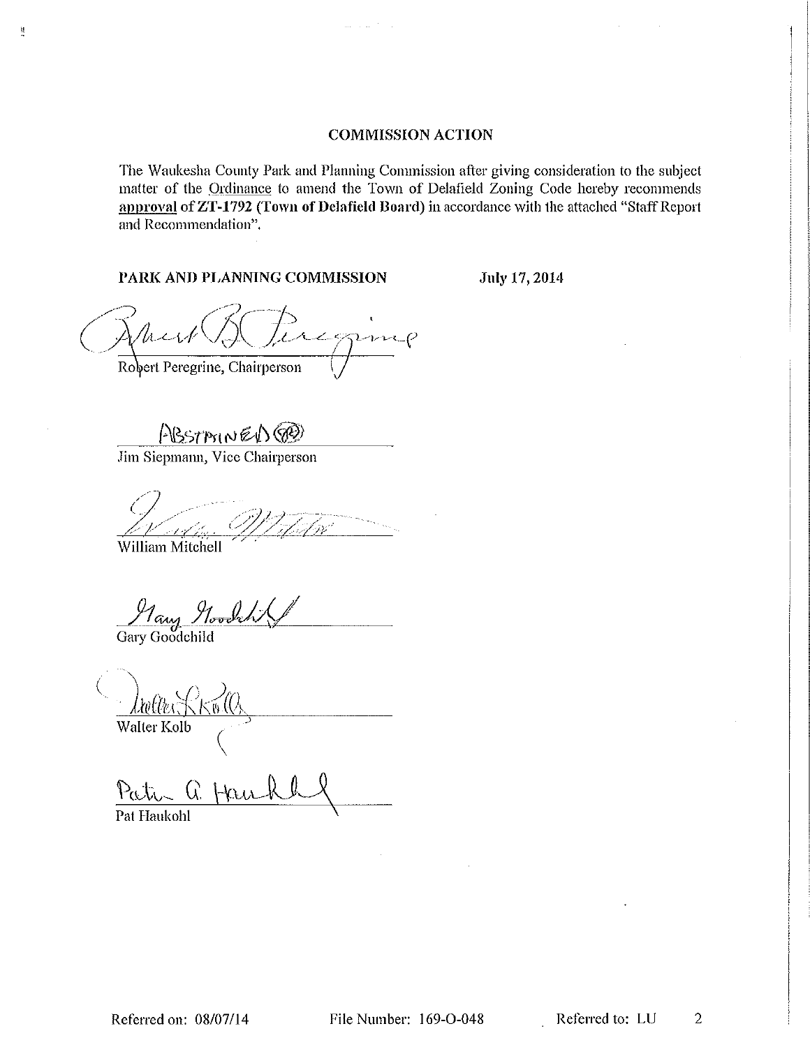## COMMISSION ACTION

The Waukesha County Park and Planning Commission after giving consideration to the subject matter of the Ordinance to amend the Town of Delafield Zoning Code hereby recommends **approval** of **ZT-1792 (Town of Delafield Board)** in accordance with the attached "Staff Report and Recommendation".

**PARK AND PLANNING COMMISSION** **July 17, 2014**

Robert Peregrine, Chairperson

ABSTAINED (JS)
Jim Siepmann, Vice Chairperson

William Mitchell

Gary Goodchild

Walter Kolb

Pat Haukohl

Referred on: 08/07/14 File Number: 169-O-048 Referred to: LU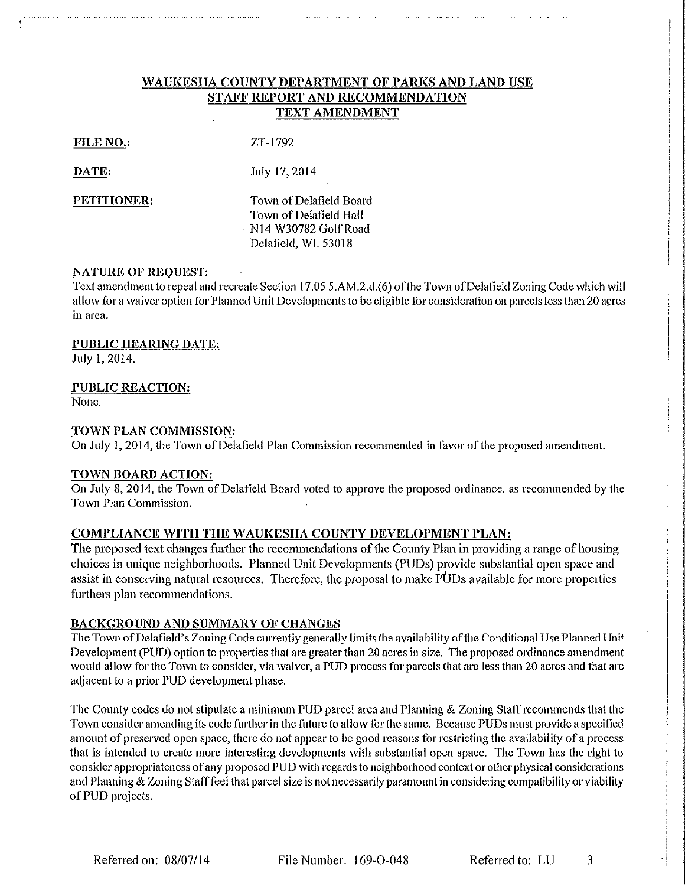# WAUKESHA COUNTY DEPARTMENT OF PARKS AND LAND USE STAFF REPORT AND RECOMMENDATION TEXT AMENDMENT

**FILE NO.:** ZT-1792

**DATE:** July 17, 2014

**PETITIONER:** Town of Delafield Board
Town of Delafield Hall
N14 W30782 Golf Road
Delafield, WI. 53018

## NATURE OF REQUEST:

Text amendment to repeal and recreate Section 17.05 5.AM.2.d.(6) of the Town of Delafield Zoning Code which will allow for a waiver option for Planned Unit Developments to be eligible for consideration on parcels less than 20 acres in area.

## PUBLIC HEARING DATE:

July 1, 2014.

## PUBLIC REACTION:

None.

## TOWN PLAN COMMISSION:

On July 1, 2014, the Town of Delafield Plan Commission recommended in favor of the proposed amendment.

## TOWN BOARD ACTION:

On July 8, 2014, the Town of Delafield Board voted to approve the proposed ordinance, as recommended by the Town Plan Commission.

## COMPLIANCE WITH THE WAUKESHA COUNTY DEVELOPMENT PLAN:

The proposed text changes further the recommendations of the County Plan in providing a range of housing choices in unique neighborhoods. Planned Unit Developments (PUDs) provide substantial open space and assist in conserving natural resources. Therefore, the proposal to make PUDs available for more properties furthers plan recommendations.

## BACKGROUND AND SUMMARY OF CHANGES

The Town of Delafield's Zoning Code currently generally limits the availability of the Conditional Use Planned Unit Development (PUD) option to properties that are greater than 20 acres in size. The proposed ordinance amendment would allow for the Town to consider, via waiver, a PUD process for parcels that are less than 20 acres and that are adjacent to a prior PUD development phase.

The County codes do not stipulate a minimum PUD parcel area and Planning & Zoning Staff recommends that the Town consider amending its code further in the future to allow for the same. Because PUDs must provide a specified amount of preserved open space, there do not appear to be good reasons for restricting the availability of a process that is intended to create more interesting developments with substantial open space. The Town has the right to consider appropriateness of any proposed PUD with regards to neighborhood context or other physical considerations and Planning & Zoning Staff feel that parcel size is not necessarily paramount in considering compatibility or viability of PUD projects.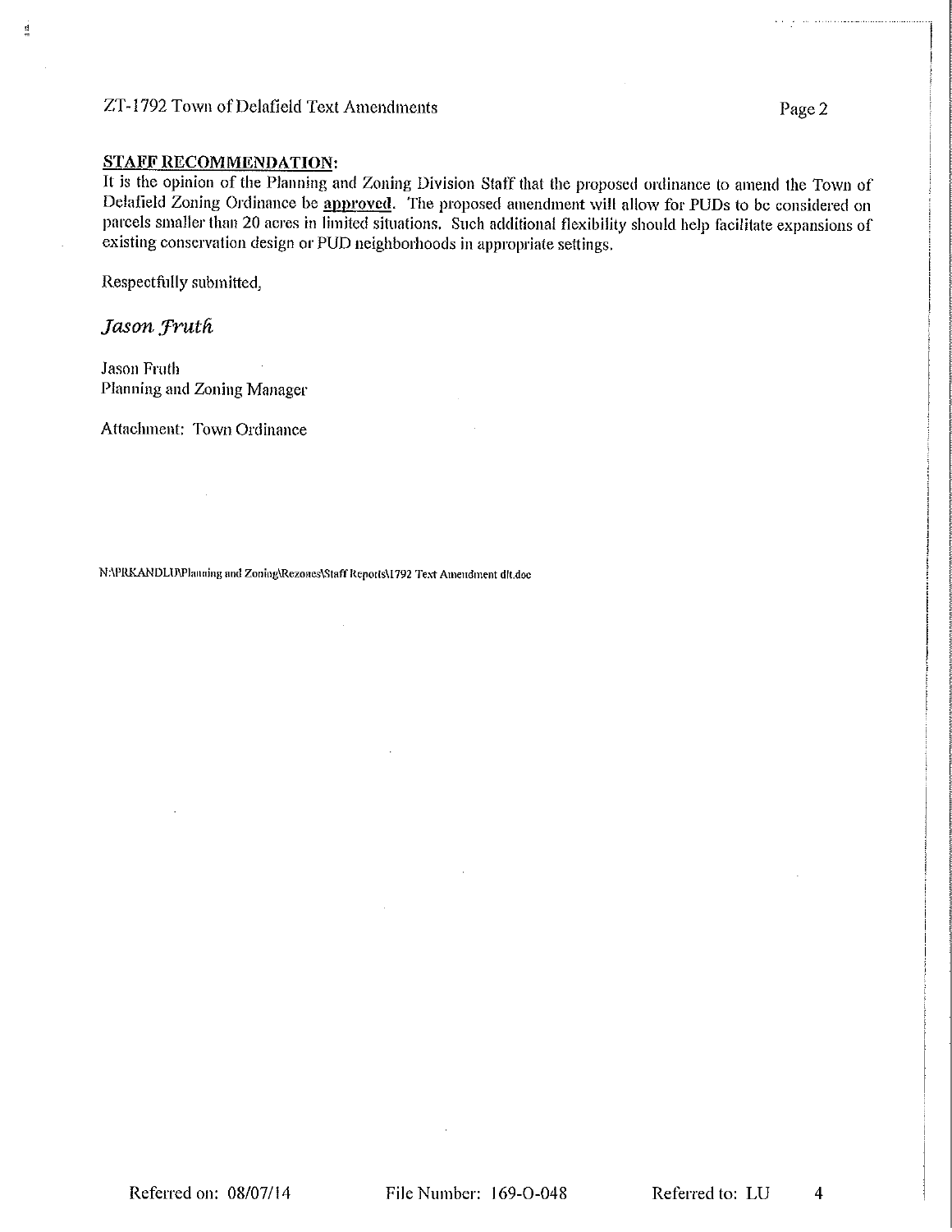**STAFF RECOMMENDATION:**

It is the opinion of the Planning and Zoning Division Staff that the proposed ordinance to amend the Town of Delafield Zoning Ordinance be **approved**. The proposed amendment will allow for PUDs to be considered on parcels smaller than 20 acres in limited situations. Such additional flexibility should help facilitate expansions of existing conservation design or PUD neighborhoods in appropriate settings.

Respectfully submitted,

*Jason Fruth*

Jason Fruth
Planning and Zoning Manager

Attachment: Town Ordinance

N:\PRKANDLU\Planning and Zoning\Rezones\Staff Reports\1792 Text Amendment dlt.doc

Referred on: 08/07/14 File Number: 169-O-048 Referred to: LU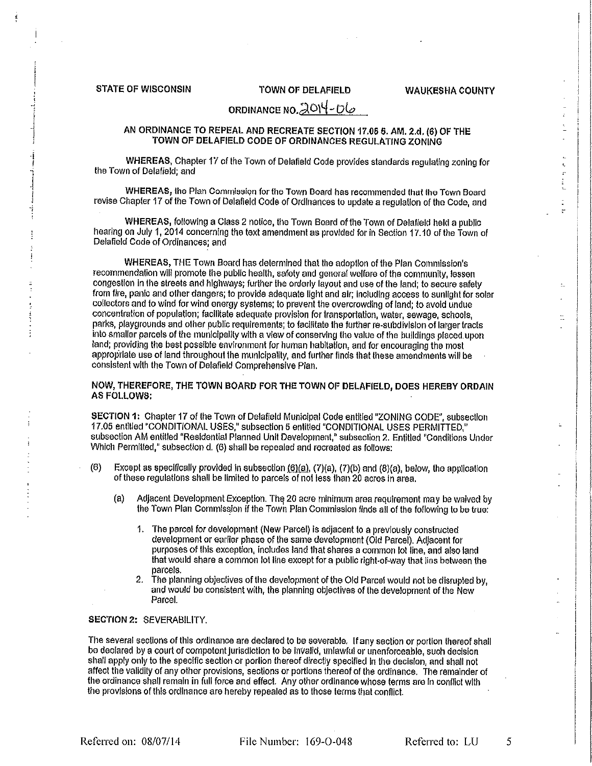STATE OF WISCONSIN TOWN OF DELAFIELD WAUKESHA COUNTY

ORDINANCE NO. 2014-06

## AN ORDINANCE TO REPEAL AND RECREATE SECTION 17.05 5. AM. 2.d. (6) OF THE TOWN OF DELAFIELD CODE OF ORDINANCES REGULATING ZONING

**WHEREAS,** Chapter 17 of the Town of Delafield Code provides standards regulating zoning for the Town of Delafield; and

**WHEREAS,** the Plan Commission for the Town Board has recommended that the Town Board revise Chapter 17 of the Town of Delafield Code of Ordinances to update a regulation of the Code, and

**WHEREAS,** following a Class 2 notice, the Town Board of the Town of Delafield held a public hearing on July 1, 2014 concerning the text amendment as provided for in Section 17.10 of the Town of Delafield Code of Ordinances; and

**WHEREAS,** THE Town Board has determined that the adoption of the Plan Commission's recommendation will promote the public health, safety and general welfare of the community, lessen congestion in the streets and highways; further the orderly layout and use of the land; to secure safety from fire, panic and other dangers; to provide adequate light and air; including access to sunlight for solar collectors and to wind for wind energy systems; to prevent the overcrowding of land; to avoid undue concentration of population; facilitate adequate provision for transportation, water, sewage, schools, parks, playgrounds and other public requirements; to facilitate the further re-subdivision of larger tracts into smaller parcels of the municipality with a view of conserving the value of the buildings placed upon land; providing the best possible environment for human habitation, and for encouraging the most appropriate use of land throughout the municipality, and further finds that these amendments will be consistent with the Town of Delafield Comprehensive Plan.

**NOW, THEREFORE, THE TOWN BOARD FOR THE TOWN OF DELAFIELD, DOES HEREBY ORDAIN AS FOLLOWS:**

**SECTION 1:** Chapter 17 of the Town of Delafield Municipal Code entitled "ZONING CODE", subsection 17.05 entitled "CONDITIONAL USES," subsection 5 entitled "CONDITIONAL USES PERMITTED," subsection AM entitled "Residential Planned Unit Development," subsection 2. Entitled "Conditions Under Which Permitted," subsection d. (6) shall be repealed and recreated as follows:

(6) Except as specifically provided in subsection (6)(a), (7)(a), (7)(b) and (8)(a), below, the application of these regulations shall be limited to parcels of not less than 20 acres in area.

(a) Adjacent Development Exception. The 20 acre minimum area requirement may be waived by the Town Plan Commission if the Town Plan Commission finds all of the following to be true:

1. The parcel for development (New Parcel) is adjacent to a previously constructed development or earlier phase of the same development (Old Parcel). Adjacent for purposes of this exception, includes land that shares a common lot line, and also land that would share a common lot line except for a public right-of-way that lies between the parcels.
2. The planning objectives of the development of the Old Parcel would not be disrupted by, and would be consistent with, the planning objectives of the development of the New Parcel.

**SECTION 2:** SEVERABILITY.

The several sections of this ordinance are declared to be severable. If any section or portion thereof shall be declared by a court of competent jurisdiction to be invalid, unlawful or unenforceable, such decision shall apply only to the specific section or portion thereof directly specified in the decision, and shall not affect the validity of any other provisions, sections or portions thereof of the ordinance. The remainder of the ordinance shall remain in full force and effect. Any other ordinance whose terms are in conflict with the provisions of this ordinance are hereby repealed as to those terms that conflict.

Referred on: 08/07/14 File Number: 169-O-048 Referred to: LU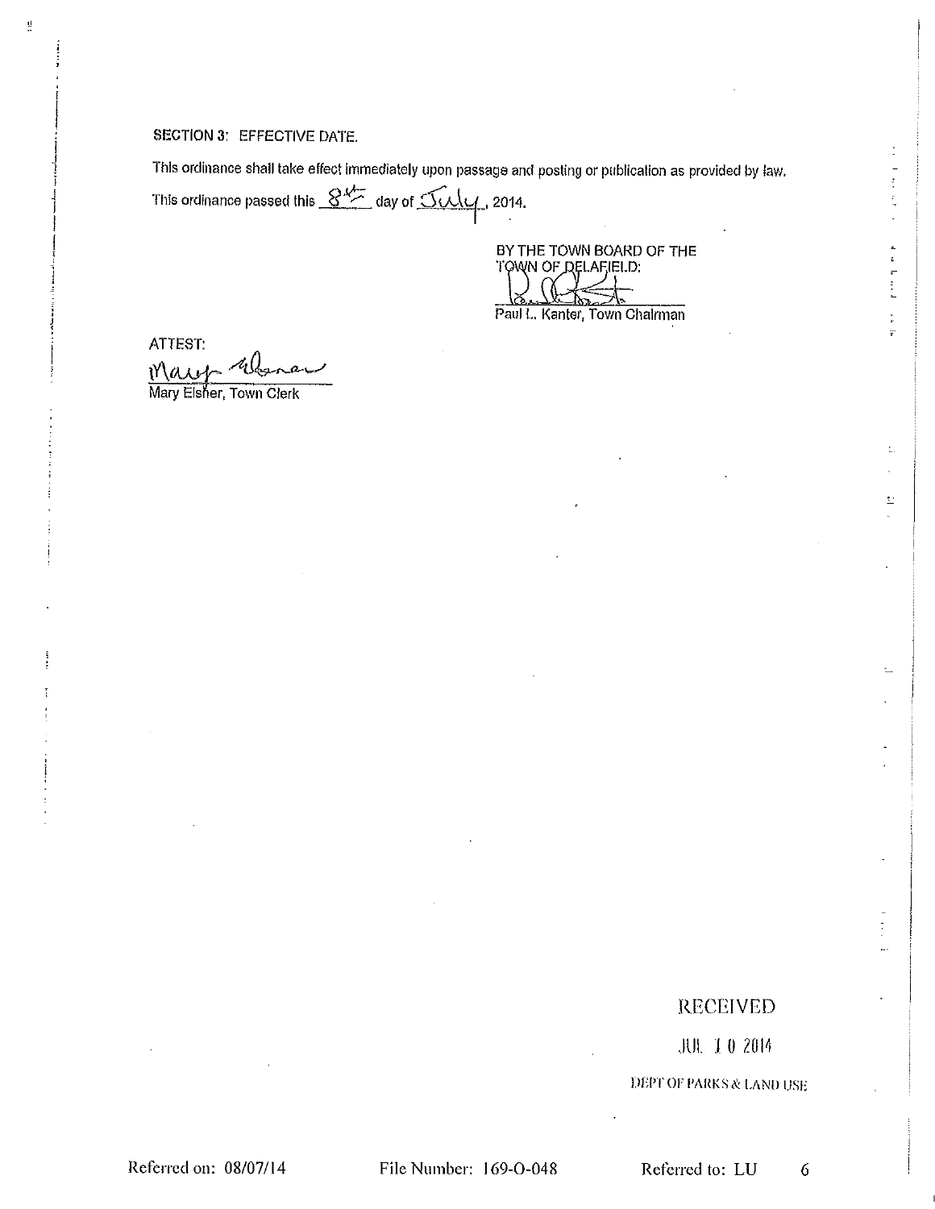**SECTION 3: EFFECTIVE DATE.**

This ordinance shall take effect immediately upon passage and posting or publication as provided by law.

This ordinance passed this 8th day of July, 2014.

BY THE TOWN BOARD OF THE
TOWN OF DELAFIELD:

Paul L. Kanter, Town Chairman

ATTEST:

Mary Elsner, Town Clerk

RECEIVED

JUL 10 2014

DEPT OF PARKS & LAND USE

Referred on: 08/07/14 File Number: 169-O-048 Referred to: LU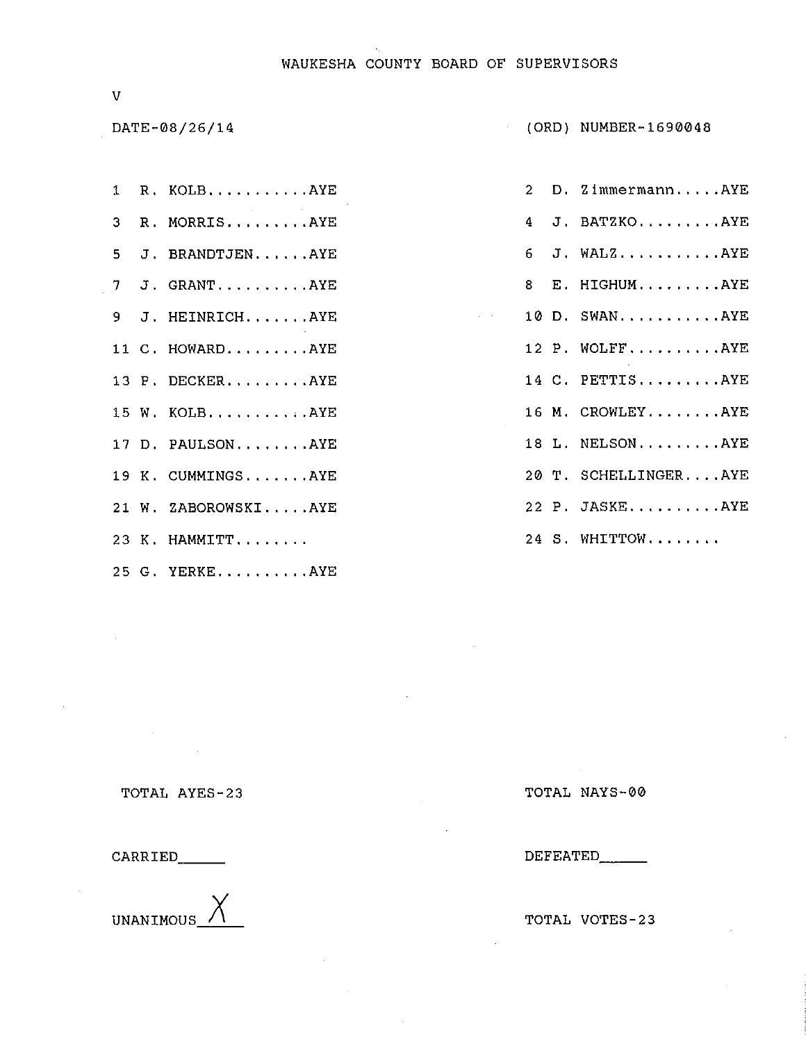# WAUKESHA COUNTY BOARD OF SUPERVISORS

V

DATE-08/26/14

(ORD) NUMBER-1690048

| | |
|---|---|
| 1 R. KOLB...........AYE | 2 D. Zimmermann.....AYE |
| 3 R. MORRIS.........AYE | 4 J. BATZKO.........AYE |
| 5 J. BRANDTJEN......AYE | 6 J. WALZ...........AYE |
| 7 J. GRANT..........AYE | 8 E. HIGHUM.........AYE |
| 9 J. HEINRICH.......AYE | 10 D. SWAN...........AYE |
| 11 C. HOWARD.........AYE | 12 P. WOLFF..........AYE |
| 13 P. DECKER.........AYE | 14 C. PETTIS.........AYE |
| 15 W. KOLB...........AYE | 16 M. CROWLEY........AYE |
| 17 D. PAULSON........AYE | 18 L. NELSON.........AYE |
| 19 K. CUMMINGS.......AYE | 20 T. SCHELLINGER....AYE |
| 21 W. ZABOROWSKI.....AYE | 22 P. JASKE..........AYE |
| 23 K. HAMMITT........ | 24 S. WHITTOW........ |
| 25 G. YERKE..........AYE | |

TOTAL AYES-23

TOTAL NAYS-00

CARRIED_____

DEFEATED_____

UNANIMOUS X

TOTAL VOTES-23